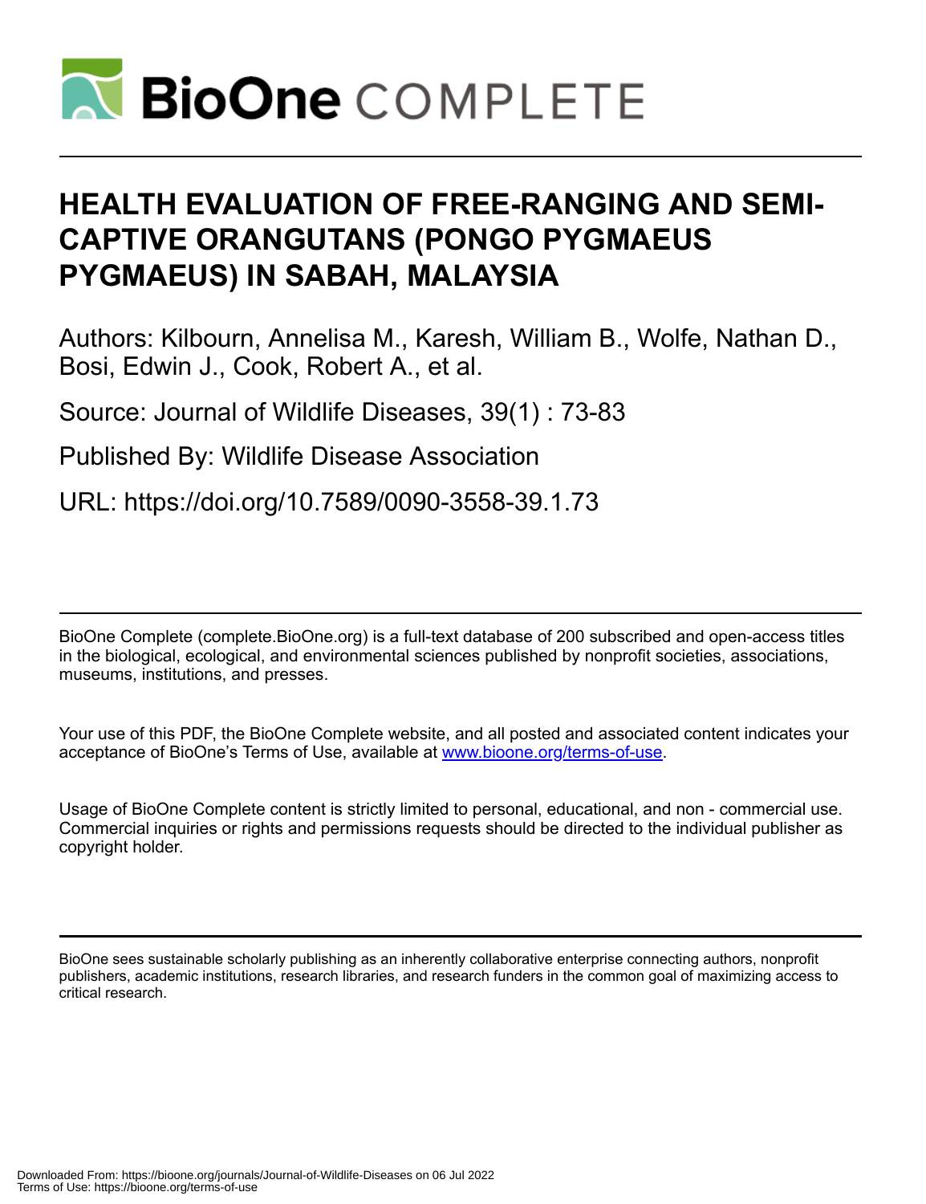# HEALTH EVALUATION OF FREE-RANGING AND SEMI-CAPTIVE ORANGUTANS (PONGO PYGMAEUS PYGMAEUS) IN SABAH, MALAYSIA

Authors: Kilbourn, Annelisa M., Karesh, William B., Wolfe, Nathan D., Bosi, Edwin J., Cook, Robert A., et al.

Source: Journal of Wildlife Diseases, 39(1) : 73-83

Published By: Wildlife Disease Association

URL: https://doi.org/10.7589/0090-3558-39.1.73

---

BioOne Complete (complete.BioOne.org) is a full-text database of 200 subscribed and open-access titles in the biological, ecological, and environmental sciences published by nonprofit societies, associations, museums, institutions, and presses.

Your use of this PDF, the BioOne Complete website, and all posted and associated content indicates your acceptance of BioOne's Terms of Use, available at www.bioone.org/terms-of-use.

Usage of BioOne Complete content is strictly limited to personal, educational, and non - commercial use. Commercial inquiries or rights and permissions requests should be directed to the individual publisher as copyright holder.

---

BioOne sees sustainable scholarly publishing as an inherently collaborative enterprise connecting authors, nonprofit publishers, academic institutions, research libraries, and research funders in the common goal of maximizing access to critical research.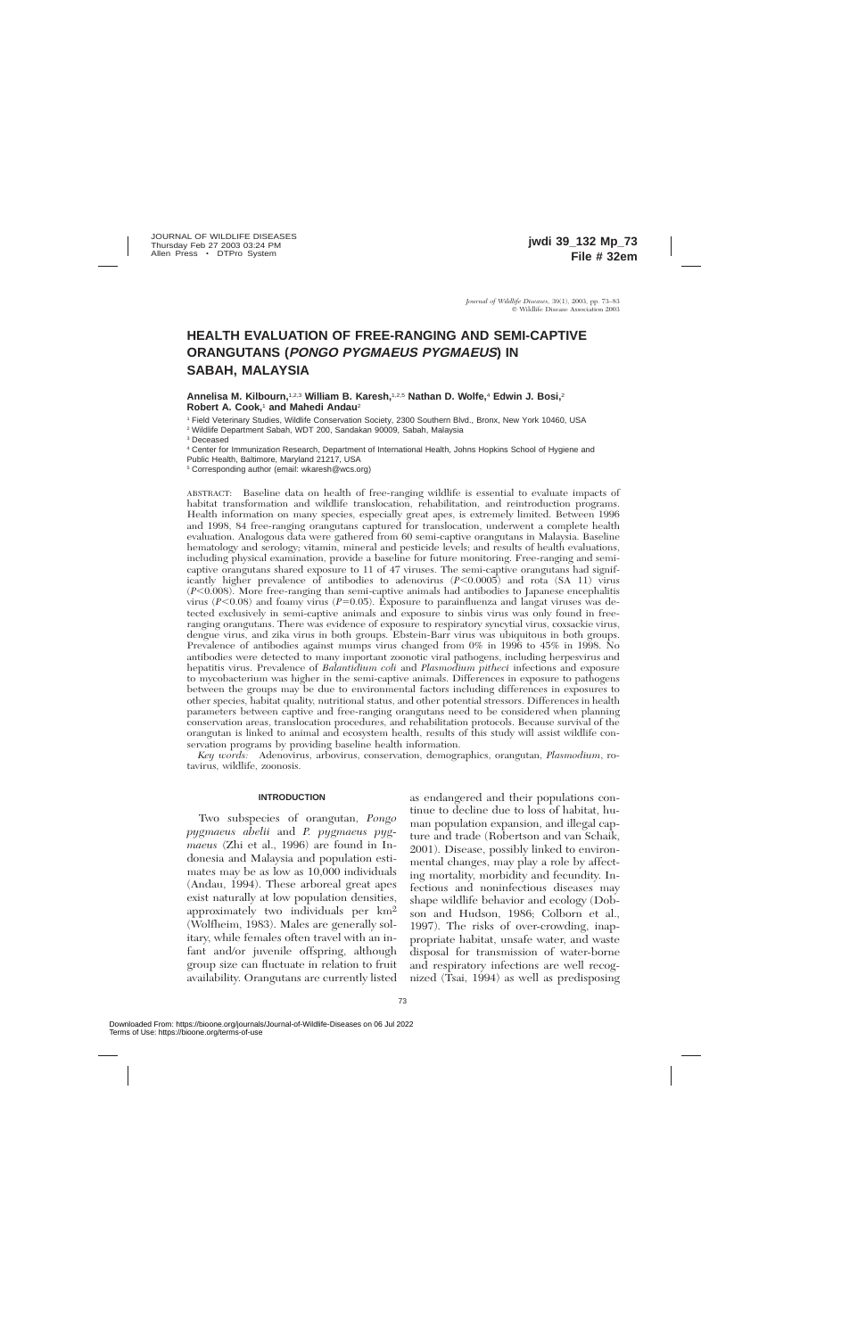# HEALTH EVALUATION OF FREE-RANGING AND SEMI-CAPTIVE ORANGUTANS (*PONGO PYGMAEUS PYGMAEUS*) IN SABAH, MALAYSIA

**Annelisa M. Kilbourn,**[1,2,3] **William B. Karesh,**[1,2,5] **Nathan D. Wolfe,**[4] **Edwin J. Bosi,**[2] **Robert A. Cook,**[1] **and Mahedi Andau**[2]

[1] Field Veterinary Studies, Wildlife Conservation Society, 2300 Southern Blvd., Bronx, New York 10460, USA

[2] Wildlife Department Sabah, WDT 200, Sandakan 90009, Sabah, Malaysia

[3] Deceased

[4] Center for Immunization Research, Department of International Health, Johns Hopkins School of Hygiene and Public Health, Baltimore, Maryland 21217, USA

[5] Corresponding author (email: wkaresh@wcs.org)

ABSTRACT: Baseline data on health of free-ranging wildlife is essential to evaluate impacts of habitat transformation and wildlife translocation, rehabilitation, and reintroduction programs. Health information on many species, especially great apes, is extremely limited. Between 1996 and 1998, 84 free-ranging orangutans captured for translocation, underwent a complete health evaluation. Analogous data were gathered from 60 semi-captive orangutans in Malaysia. Baseline hematology and serology; vitamin, mineral and pesticide levels; and results of health evaluations, including physical examination, provide a baseline for future monitoring. Free-ranging and semi-captive orangutans shared exposure to 11 of 47 viruses. The semi-captive orangutans had significantly higher prevalence of antibodies to adenovirus ($P<0.0005$) and rota (SA 11) virus ($P<0.008$). More free-ranging than semi-captive animals had antibodies to Japanese encephalitis virus ($P<0.08$) and foamy virus ($P=0.05$). Exposure to parainfluenza and langat viruses was detected exclusively in semi-captive animals and exposure to sinbis virus was only found in free-ranging orangutans. There was evidence of exposure to respiratory syncytial virus, coxsackie virus, dengue virus, and zika virus in both groups. Ebstein-Barr virus was ubiquitous in both groups. Prevalence of antibodies against mumps virus changed from 0% in 1996 to 45% in 1998. No antibodies were detected to many important zoonotic viral pathogens, including herpesvirus and hepatitis virus. Prevalence of *Balantidium coli* and *Plasmodium pitheci* infections and exposure to mycobacterium was higher in the semi-captive animals. Differences in exposure to pathogens between the groups may be due to environmental factors including differences in exposures to other species, habitat quality, nutritional status, and other potential stressors. Differences in health parameters between captive and free-ranging orangutans need to be considered when planning conservation areas, translocation procedures, and rehabilitation protocols. Because survival of the orangutan is linked to animal and ecosystem health, results of this study will assist wildlife conservation programs by providing baseline health information.

*Key words:* Adenovirus, arbovirus, conservation, demographics, orangutan, *Plasmodium*, rotavirus, wildlife, zoonosis.

## INTRODUCTION

Two subspecies of orangutan, *Pongo pygmaeus abelii* and *P. pygmaeus pygmaeus* (Zhi et al., 1996) are found in Indonesia and Malaysia and population estimates may be as low as 10,000 individuals (Andau, 1994). These arboreal great apes exist naturally at low population densities, approximately two individuals per km$^2$ (Wolfheim, 1983). Males are generally solitary, while females often travel with an infant and/or juvenile offspring, although group size can fluctuate in relation to fruit availability. Orangutans are currently listed as endangered and their populations continue to decline due to loss of habitat, human population expansion, and illegal capture and trade (Robertson and van Schaik, 2001). Disease, possibly linked to environmental changes, may play a role by affecting mortality, morbidity and fecundity. Infectious and noninfectious diseases may shape wildlife behavior and ecology (Dobson and Hudson, 1986; Colborn et al., 1997). The risks of over-crowding, inappropriate habitat, unsafe water, and waste disposal for transmission of water-borne and respiratory infections are well recognized (Tsai, 1994) as well as predisposing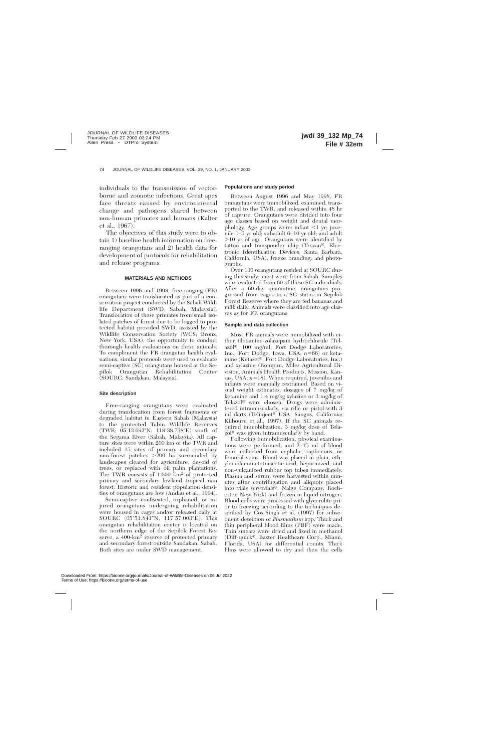individuals to the transmission of vector-borne and zoonotic infections. Great apes face threats caused by environmental change and pathogens shared between non-human primates and humans (Kalter et al., 1967).

The objectives of this study were to obtain 1) baseline health information on free-ranging orangutans and 2) health data for development of protocols for rehabilitation and release programs.

## MATERIALS AND METHODS

Between 1996 and 1998, free-ranging (FR) orangutans were translocated as part of a conservation project conducted by the Sabah Wildlife Department (SWD; Sabah, Malaysia). Translocation of these primates from small isolated patches of forest due to be logged to protected habitat provided SWD, assisted by the Wildlife Conservation Society (WCS; Bronx, New York, USA), the opportunity to conduct thorough health evaluations on these animals. To compliment the FR orangutan health evaluations, similar protocols were used to evaluate semi-captive (SC) orangutans housed at the Sepilok Orangutan Rehabilitation Center (SOURC; Sandakan, Malaysia).

### Site description

Free-ranging orangutans were evaluated during translocation from forest fragments or degraded habitat in Eastern Sabah (Malaysia) to the protected Tabin Wildlife Reserves (TWR; 05'12.692"N, 118'38.738"E) south of the Segama River (Sabah, Malaysia). All capture sites were within 200 km of the TWR and included 15 sites of primary and secondary rain-forest patches >200 ha surrounded by landscapes cleared for agriculture, devoid of trees, or replaced with oil palm plantations. The TWR consists of 1,600 km$^2$ of protected primary and secondary lowland tropical rain forest. Historic and resident population densities of orangutans are low (Andau et al., 1994).

Semi-captive confiscated, orphaned, or injured orangutans undergoing rehabilitation were housed in cages and/or released daily at SOURC (05'51.841"N, 117'57.003"E). This orangutan rehabilitation center is located on the northern edge of the Sepilok Forest Reserve, a 400-km$^2$ reserve of protected primary and secondary forest outside Sandakan, Sabah. Both sites are under SWD management.

### Populations and study period

Between August 1996 and May 1998, FR orangutans were immobilized, examined, transported to the TWR, and released within 48 hr of capture. Orangutans were divided into four age classes based on weight and dental morphology. Age groups were: infant <1 yr; juvenile 1–5 yr old; subadult 6–10 yr old; and adult >10 yr of age. Orangutans were identified by tattoo and transponder chip (Trovan®, Electronic Identification Devices, Santa Barbara, California, USA), freeze branding, and photographs.

Over 130 orangutans resided at SOURC during this study; most were from Sabah. Samples were evaluated from 60 of these SC individuals. After a 60-day quarantine, orangutans progressed from cages to a SC status in Sepilok Forest Reserve where they are fed bananas and milk daily. Animals were classified into age classes as for FR orangutans.

### Sample and data collection

Most FR animals were immobilized with either tiletamine-zolazepam hydrochloride (Telazol®, 100 mg/ml, Fort Dodge Laboratories, Inc., Fort Dodge, Iowa, USA; $n=66$) or ketamine (Ketaset®, Fort Dodge Laboratories, Inc.) and xylazine (Rompun, Miles Agricultural Division, Animals Health Products, Mission, Kansas, USA; $n=18$). When required, juveniles and infants were manually restrained. Based on visual weight estimates, dosages of 7 mg/kg of ketamine and 1.4 mg/kg xylazine or 3 mg/kg of Telazol® were chosen. Drugs were administered intramuscularly, via rifle or pistol with 3 ml darts (Telinject® USA, Saugus, California; Kilbourn et al., 1997). If the SC animals required immobilization, 3 mg/kg dose of Telazol® was given intramuscularly by hand.

Following immobilization, physical examinations were performed, and 2–15 ml of blood were collected from cephalic, saphenous, or femoral veins. Blood was placed in plain, ethylenediaminetetraacetic acid, heparinized, and non-vulcanized rubber top tubes immediately. Plasma and serum were harvested within minutes after centrifugation and aliquots placed into vials (cryovials®, Nalge Company, Rochester, New York) and frozen in liquid nitrogen. Blood cells were processed with glycerolite prior to freezing according to the techniques described by Cox-Singh et al. (1997) for subsequent detection of *Plasmodium* spp. Thick and thin peripheral blood films (PBF) were made. Thin smears were dried and fixed in methanol (Diff-quick®, Baxter Healthcare Corp., Miami, Florida, USA) for differential counts. Thick films were allowed to dry and then the cells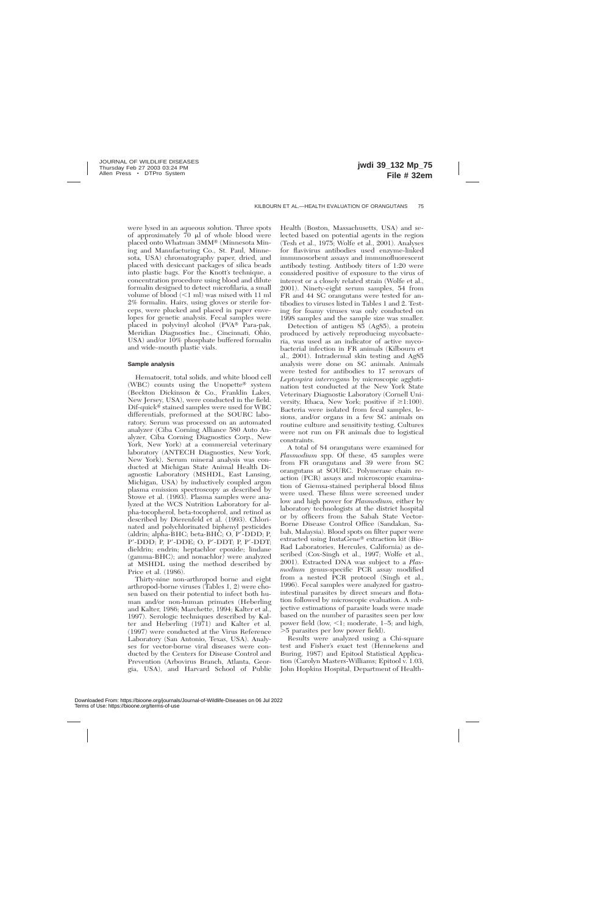were lysed in an aqueous solution. Three spots of approximately 70 μl of whole blood were placed onto Whatman 3MM® (Minnesota Mining and Manufacturing Co., St. Paul, Minnesota, USA) chromatography paper, dried, and placed with desiccant packages of silica beads into plastic bags. For the Knott's technique, a concentration procedure using blood and dilute formalin designed to detect microfilaria, a small volume of blood (<1 ml) was mixed with 11 ml 2% formalin. Hairs, using gloves or sterile forceps, were plucked and placed in paper envelopes for genetic analysis. Fecal samples were placed in polyvinyl alcohol (PVA® Para-pak, Meridian Diagnostics Inc., Cincinnati, Ohio, USA) and/or 10% phosphate buffered formalin and wide-mouth plastic vials.

## Sample analysis

Hematocrit, total solids, and white blood cell (WBC) counts using the Unopette® system (Beckton Dickinson & Co., Franklin Lakes, New Jersey, USA), were conducted in the field. Dif-quick® stained samples were used for WBC differentials, preformed at the SOURC laboratory. Serum was processed on an automated analyzer (Ciba Corning Alliance 580 Auto Analyzer, Ciba Corning Diagnostics Corp., New York, New York) at a commercial veterinary laboratory (ANTECH Diagnostics, New York, New York). Serum mineral analysis was conducted at Michigan State Animal Health Diagnostic Laboratory (MSHDL, East Lansing, Michigan, USA) by inductively coupled argon plasma emission spectroscopy as described by Stowe et al. (1993). Plasma samples were analyzed at the WCS Nutrition Laboratory for alpha-tocopherol, beta-tocopherol, and retinol as described by Dierenfeld et al. (1993). Chlorinated and polychlorinated biphenyl pesticides (aldrin; alpha-BHC; beta-BHC; O, P′-DDD; P, P′-DDD; P, P′-DDE; O, P′-DDT; P, P′-DDT; dieldrin; endrin; heptachlor epoxide; lindane (gamma-BHC); and nonachlor) were analyzed at MSHDL using the method described by Price et al. (1986).

Thirty-nine non-arthropod borne and eight arthropod-borne viruses (Tables 1, 2) were chosen based on their potential to infect both human and/or non-human primates (Heberling and Kalter, 1986; Marchette, 1994; Kalter et al., 1997). Serologic techniques described by Kalter and Heberling (1971) and Kalter et al. (1997) were conducted at the Virus Reference Laboratory (San Antonio, Texas, USA). Analyses for vector-borne viral diseases were conducted by the Centers for Disease Control and Prevention (Arbovirus Branch, Atlanta, Georgia, USA), and Harvard School of Public Health (Boston, Massachusetts, USA) and selected based on potential agents in the region (Tesh et al., 1975; Wolfe et al., 2001). Analyses for flavivirus antibodies used enzyme-linked immunosorbent assays and immunofluorescent antibody testing. Antibody titers of 1:20 were considered positive of exposure to the virus of interest or a closely related strain (Wolfe et al., 2001). Ninety-eight serum samples, 54 from FR and 44 SC orangutans were tested for antibodies to viruses listed in Tables 1 and 2. Testing for foamy viruses was only conducted on 1998 samples and the sample size was smaller.

Detection of antigen 85 (Ag85), a protein produced by actively reproducing mycobacteria, was used as an indicator of active mycobacterial infection in FR animals (Kilbourn et al., 2001). Intradermal skin testing and Ag85 analysis were done on SC animals. Animals were tested for antibodies to 17 serovars of *Leptospira interrogans* by microscopic agglutination test conducted at the New York State Veterinary Diagnostic Laboratory (Cornell University, Ithaca, New York; positive if ≥1:100). Bacteria were isolated from fecal samples, lesions, and/or organs in a few SC animals on routine culture and sensitivity testing. Cultures were not run on FR animals due to logistical constraints.

A total of 84 orangutans were examined for *Plasmodium* spp. Of these, 45 samples were from FR orangutans and 39 were from SC orangutans at SOURC. Polymerase chain reaction (PCR) assays and microscopic examination of Giemsa-stained peripheral blood films were used. These films were screened under low and high power for *Plasmodium*, either by laboratory technologists at the district hospital or by officers from the Sabah State Vector-Borne Disease Control Office (Sandakan, Sabah, Malaysia). Blood spots on filter paper were extracted using InstaGene® extraction kit (Bio-Rad Laboratories, Hercules, California) as described (Cox-Singh et al., 1997; Wolfe et al., 2001). Extracted DNA was subject to a *Plasmodium* genus-specific PCR assay modified from a nested PCR protocol (Singh et al., 1996). Fecal samples were analyzed for gastrointestinal parasites by direct smears and flotation followed by microscopic evaluation. A subjective estimations of parasite loads were made based on the number of parasites seen per low power field (low, <1; moderate, 1–5; and high, >5 parasites per low power field).

Results were analyzed using a Chi-square test and Fisher's exact test (Hennekens and Buring, 1987) and Epitool Statistical Application (Carolyn Masters-Williams; Epitool v. 1.03, John Hopkins Hospital, Department of Health-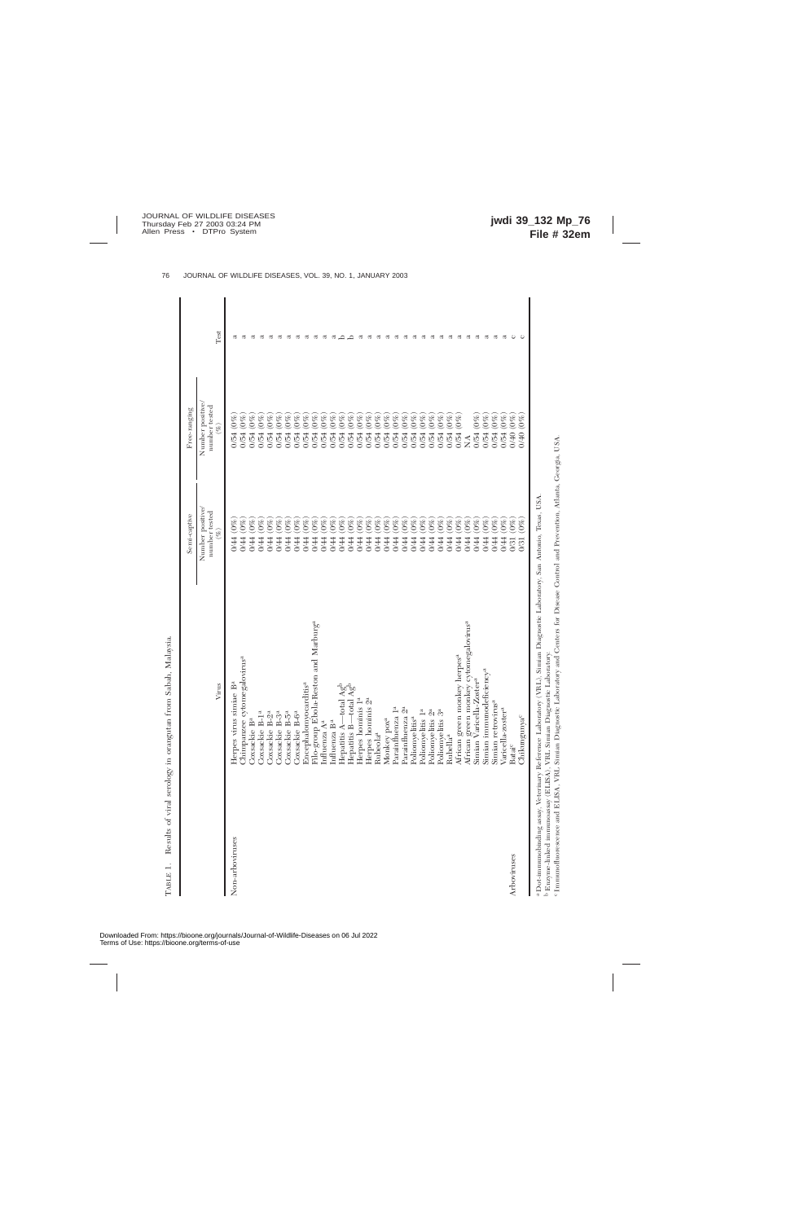TABLE 1. Results of viral serology in orangutan from Sabah, Malaysia.

| | Virus | Semi-captive Number positive/number tested (%) | Free-ranging Number positive/number tested (%) | Test |
|---|---|---|---|---|
| Non-arboviruses | Herpes virus simiae B[a] | 0/44 (0%) | 0/54 (0%) | a |
| | Chimpanzee cytomegalovirus[a] | 0/44 (0%) | 0/54 (0%) | a |
| | Coxsackie B[a] | 0/44 (0%) | 0/54 (0%) | a |
| | Coxsackie B-1[a] | 0/44 (0%) | 0/54 (0%) | a |
| | Coxsackie B-2[a] | 0/44 (0%) | 0/54 (0%) | a |
| | Coxsackie B-3[a] | 0/44 (0%) | 0/54 (0%) | a |
| | Coxsackie B-5[a] | 0/44 (0%) | 0/54 (0%) | a |
| | Coxsackie B-6[a] | 0/44 (0%) | 0/54 (0%) | a |
| | Encephalomyocarditis[a] | 0/44 (0%) | 0/54 (0%) | a |
| | Filo-group Ebola-Reston and Marburg[a] | 0/44 (0%) | 0/54 (0%) | a |
| | Influenza A[a] | 0/44 (0%) | 0/54 (0%) | a |
| | Influenza B[a] | 0/44 (0%) | 0/54 (0%) | a |
| | Hepatitis A—total Ag[b] | 0/44 (0%) | 0/54 (0%) | b |
| | Hepatitis B—total Ag[b] | 0/44 (0%) | 0/54 (0%) | b |
| | Herpes hominis 1[a] | 0/44 (0%) | 0/54 (0%) | a |
| | Herpes hominis 2[a] | 0/44 (0%) | 0/54 (0%) | a |
| | Rubeola[a] | 0/44 (0%) | 0/54 (0%) | a |
| | Monkey pox[a] | 0/44 (0%) | 0/54 (0%) | a |
| | Parainfluenza 1[a] | 0/44 (0%) | 0/54 (0%) | a |
| | Parainfluenza 2[a] | 0/44 (0%) | 0/54 (0%) | a |
| | Poliomyelitis[a] | 0/44 (0%) | 0/54 (0%) | a |
| | Poliomyelitis 1[a] | 0/44 (0%) | 0/54 (0%) | a |
| | Poliomyelitis 2[a] | 0/44 (0%) | 0/54 (0%) | a |
| | Poliomyelitis 3[a] | 0/44 (0%) | 0/54 (0%) | a |
| | Rubella[a] | 0/44 (0%) | 0/54 (0%) | a |
| | African green monkey herpes[a] | 0/44 (0%) | 0/54 (0%) | a |
| | African green monkey cytomegalovirus[a] | 0/44 (0%) | NA | a |
| | Simian Varicella-Zoster[a] | 0/44 (0%) | 0/54 (0%) | a |
| | Simian immunodeficiency[a] | 0/44 (0%) | 0/54 (0%) | a |
| | Simian retrovirus[a] | 0/44 (0%) | 0/54 (0%) | a |
| | Varicella-zoster[a] | 0/44 (0%) | 0/54 (0%) | a |
| Arboviruses | Batai[c] | 0/31 (0%) | 0/40 (0%) | c |
| | Chikungunya[c] | 0/31 (0%) | 0/40 (0%) | c |

[a] Dot-immunobinding assay, Veterinary Reference Laboratory (VRL), Simian Diagnostic Laboratory, San Antonio, Texas, USA.

[b] Enzyme-linked immunoassay (ELISA), VRL Simian Diagnostic Laboratory.

[c] Immunofluorescence and ELISA, VRL Simian Diagnostic Laboratory and Centers for Disease Control and Prevention, Atlanta, Georgia, USA.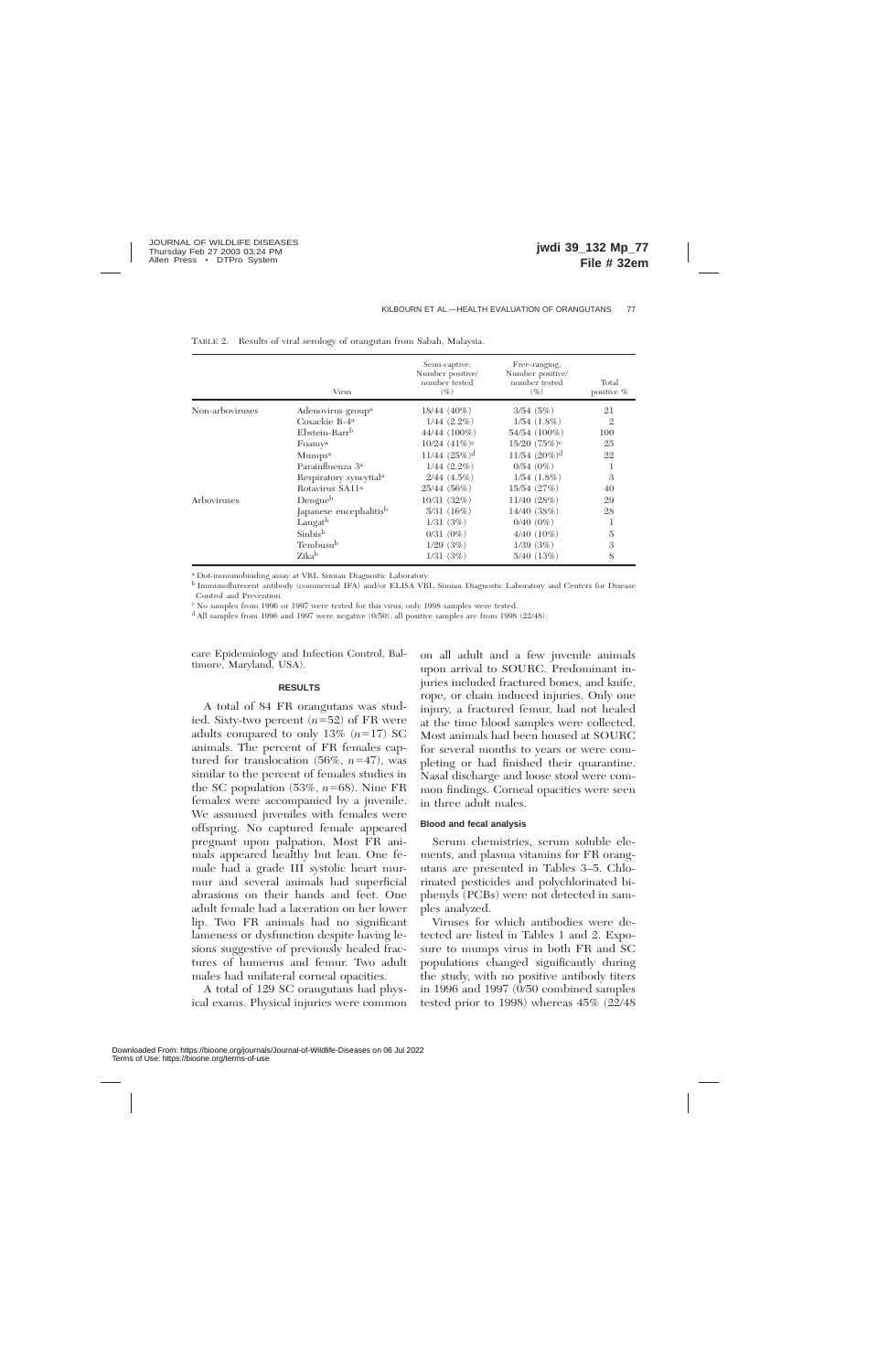TABLE 2. Results of viral serology of orangutan from Sabah, Malaysia.

| | Virus | Semi-captive; Number positive/ number tested (%) | Free-ranging; Number positive/ number tested (%) | Total positive % |
|---|---|---|---|---|
| Non-arboviruses | Adenovirus group[a] | 18/44 (40%) | 3/54 (5%) | 21 |
| | Coxackie B-4[a] | 1/44 (2.2%) | 1/54 (1.8%) | 2 |
| | Ebstein-Barr[b] | 44/44 (100%) | 54/54 (100%) | 100 |
| | Foamy[a] | 10/24 (41%)[c] | 15/20 (75%)[c] | 25 |
| | Mumps[a] | 11/44 (25%)[d] | 11/54 (20%)[d] | 22 |
| | Parainfluenza 3[a] | 1/44 (2.2%) | 0/54 (0%) | 1 |
| | Respiratory syncytial[a] | 2/44 (4.5%) | 1/54 (1.8%) | 3 |
| | Rotavirus SA11[a] | 25/44 (56%) | 15/54 (27%) | 40 |
| Arboviruses | Dengue[b] | 10/31 (32%) | 11/40 (28%) | 29 |
| | Japanese encephalitis[b] | 5/31 (16%) | 14/40 (38%) | 28 |
| | Langat[b] | 1/31 (3%) | 0/40 (0%) | 1 |
| | Sinbis[b] | 0/31 (0%) | 4/40 (10%) | 5 |
| | Tembusu[b] | 1/29 (3%) | 1/39 (3%) | 3 |
| | Zika[b] | 1/31 (3%) | 5/40 (13%) | 8 |

[a] Dot-immunobinding assay at VRL Simian Diagnostic Laboratory.

[b] Immunoflurecent antibody (commercial IFA) and/or ELISA VRL Simian Diagnostic Laboratory and Centers for Disease Control and Prevention.

[c] No samples from 1996 or 1997 were tested for this virus; only 1998 samples were tested.

[d] All samples from 1996 and 1997 were negative (0/50); all positive samples are from 1998 (22/48).

care Epidemiology and Infection Control, Baltimore, Maryland, USA).

## RESULTS

A total of 84 FR orangutans was studied. Sixty-two percent ($n=52$) of FR were adults compared to only 13% ($n=17$) SC animals. The percent of FR females captured for translocation (56%, $n=47$), was similar to the percent of females studies in the SC population (53%, $n=68$). Nine FR females were accompanied by a juvenile. We assumed juveniles with females were offspring. No captured female appeared pregnant upon palpation. Most FR animals appeared healthy but lean. One female had a grade III systolic heart murmur and several animals had superficial abrasions on their hands and feet. One adult female had a laceration on her lower lip. Two FR animals had no significant lameness or dysfunction despite having lesions suggestive of previously healed fractures of humerus and femur. Two adult males had unilateral corneal opacities.

A total of 129 SC orangutans had physical exams. Physical injuries were common on all adult and a few juvenile animals upon arrival to SOURC. Predominant injuries included fractured bones, and knife, rope, or chain induced injuries. Only one injury, a fractured femur, had not healed at the time blood samples were collected. Most animals had been housed at SOURC for several months to years or were completing or had finished their quarantine. Nasal discharge and loose stool were common findings. Corneal opacities were seen in three adult males.

### Blood and fecal analysis

Serum chemistries, serum soluble elements, and plasma vitamins for FR orangutans are presented in Tables 3–5. Chlorinated pesticides and polychlorinated biphenyls (PCBs) were not detected in samples analyzed.

Viruses for which antibodies were detected are listed in Tables 1 and 2. Exposure to mumps virus in both FR and SC populations changed significantly during the study, with no positive antibody titers in 1996 and 1997 (0/50 combined samples tested prior to 1998) whereas 45% (22/48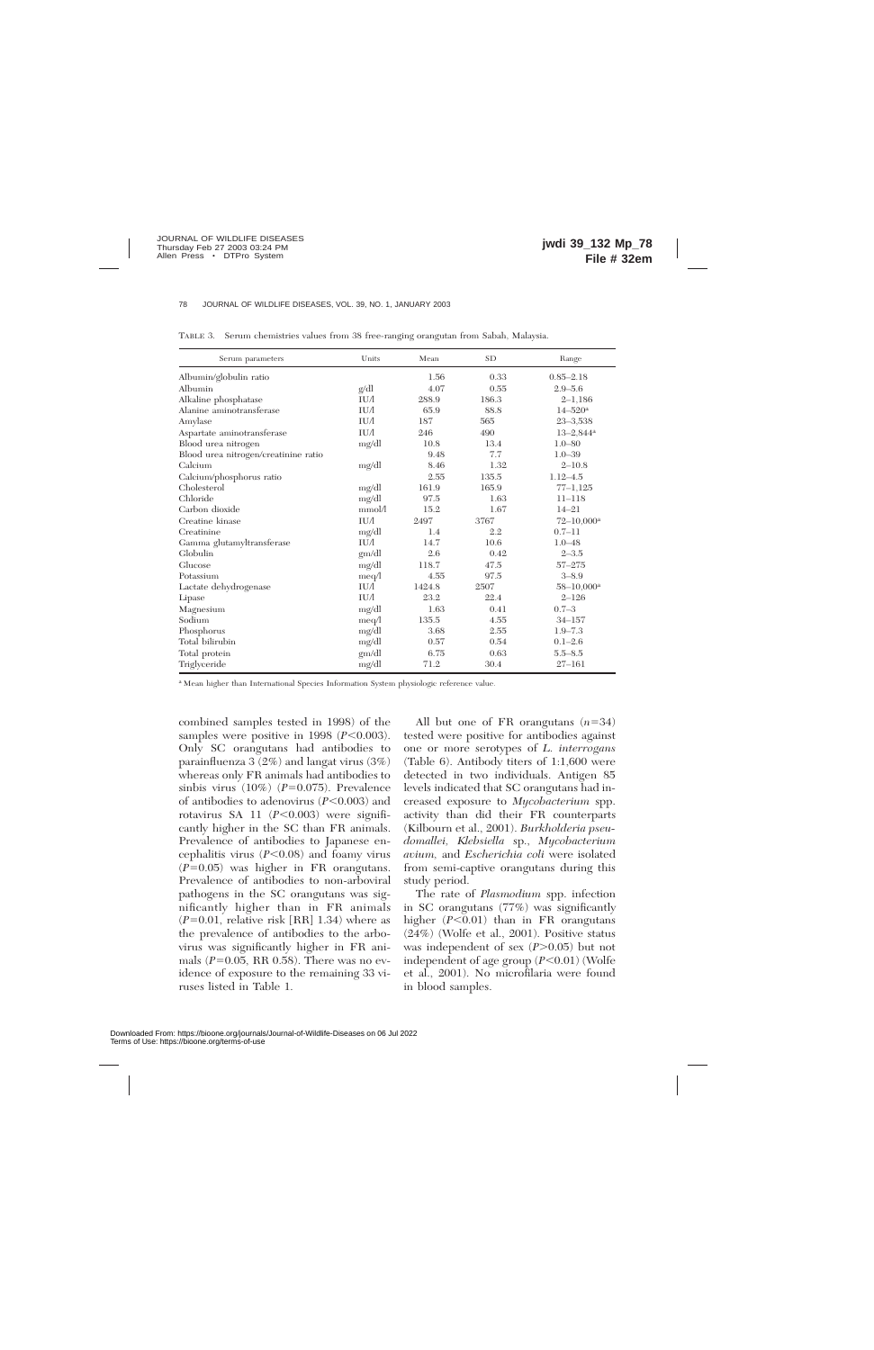TABLE 3. Serum chemistries values from 38 free-ranging orangutan from Sabah, Malaysia.

| Serum parameters | Units | Mean | SD | Range |
|---|---|---|---|---|
| Albumin/globulin ratio | | 1.56 | 0.33 | 0.85–2.18 |
| Albumin | g/dl | 4.07 | 0.55 | 2.9–5.6 |
| Alkaline phosphatase | IU/l | 288.9 | 186.3 | 2–1,186 |
| Alanine aminotransferase | IU/l | 65.9 | 88.8 | 14–520[a] |
| Amylase | IU/l | 187 | 565 | 23–3,538 |
| Aspartate aminotransferase | IU/l | 246 | 490 | 13–2,844[a] |
| Blood urea nitrogen | mg/dl | 10.8 | 13.4 | 1.0–80 |
| Blood urea nitrogen/creatinine ratio | | 9.48 | 7.7 | 1.0–39 |
| Calcium | mg/dl | 8.46 | 1.32 | 2–10.8 |
| Calcium/phosphorus ratio | | 2.55 | 135.5 | 1.12–4.5 |
| Cholesterol | mg/dl | 161.9 | 165.9 | 77–1,125 |
| Chloride | mg/dl | 97.5 | 1.63 | 11–118 |
| Carbon dioxide | mmol/l | 15.2 | 1.67 | 14–21 |
| Creatine kinase | IU/l | 2497 | 3767 | 72–10,000[a] |
| Creatinine | mg/dl | 1.4 | 2.2 | 0.7–11 |
| Gamma glutamyltransferase | IU/l | 14.7 | 10.6 | 1.0–48 |
| Globulin | gm/dl | 2.6 | 0.42 | 2–3.5 |
| Glucose | mg/dl | 118.7 | 47.5 | 57–275 |
| Potassium | meq/l | 4.55 | 97.5 | 3–8.9 |
| Lactate dehydrogenase | IU/l | 1424.8 | 2507 | 58–10,000[a] |
| Lipase | IU/l | 23.2 | 22.4 | 2–126 |
| Magnesium | mg/dl | 1.63 | 0.41 | 0.7–3 |
| Sodium | meq/l | 135.5 | 4.55 | 34–157 |
| Phosphorus | mg/dl | 3.68 | 2.55 | 1.9–7.3 |
| Total bilirubin | mg/dl | 0.57 | 0.54 | 0.1–2.6 |
| Total protein | gm/dl | 6.75 | 0.63 | 5.5–8.5 |
| Triglyceride | mg/dl | 71.2 | 30.4 | 27–161 |

[a] Mean higher than International Species Information System physiologic reference value.

combined samples tested in 1998) of the samples were positive in 1998 ($P<0.003$). Only SC orangutans had antibodies to parainfluenza 3 (2%) and langat virus (3%) whereas only FR animals had antibodies to sinbis virus (10%) ($P=0.075$). Prevalence of antibodies to adenovirus ($P<0.003$) and rotavirus SA 11 ($P<0.003$) were significantly higher in the SC than FR animals. Prevalence of antibodies to Japanese encephalitis virus ($P<0.08$) and foamy virus ($P=0.05$) was higher in FR orangutans. Prevalence of antibodies to non-arboviral pathogens in the SC orangutans was significantly higher than in FR animals ($P=0.01$, relative risk [RR] 1.34) where as the prevalence of antibodies to the arbovirus was significantly higher in FR animals ($P=0.05$, RR 0.58). There was no evidence of exposure to the remaining 33 viruses listed in Table 1.

All but one of FR orangutans ($n=34$) tested were positive for antibodies against one or more serotypes of *L. interrogans* (Table 6). Antibody titers of 1:1,600 were detected in two individuals. Antigen 85 levels indicated that SC orangutans had increased exposure to *Mycobacterium* spp. activity than did their FR counterparts (Kilbourn et al., 2001). *Burkholderia pseudomallei*, *Klebsiella* sp., *Mycobacterium avium*, and *Escherichia coli* were isolated from semi-captive orangutans during this study period.

The rate of *Plasmodium* spp. infection in SC orangutans (77%) was significantly higher ($P<0.01$) than in FR orangutans (24%) (Wolfe et al., 2001). Positive status was independent of sex ($P>0.05$) but not independent of age group ($P<0.01$) (Wolfe et al., 2001). No microfilaria were found in blood samples.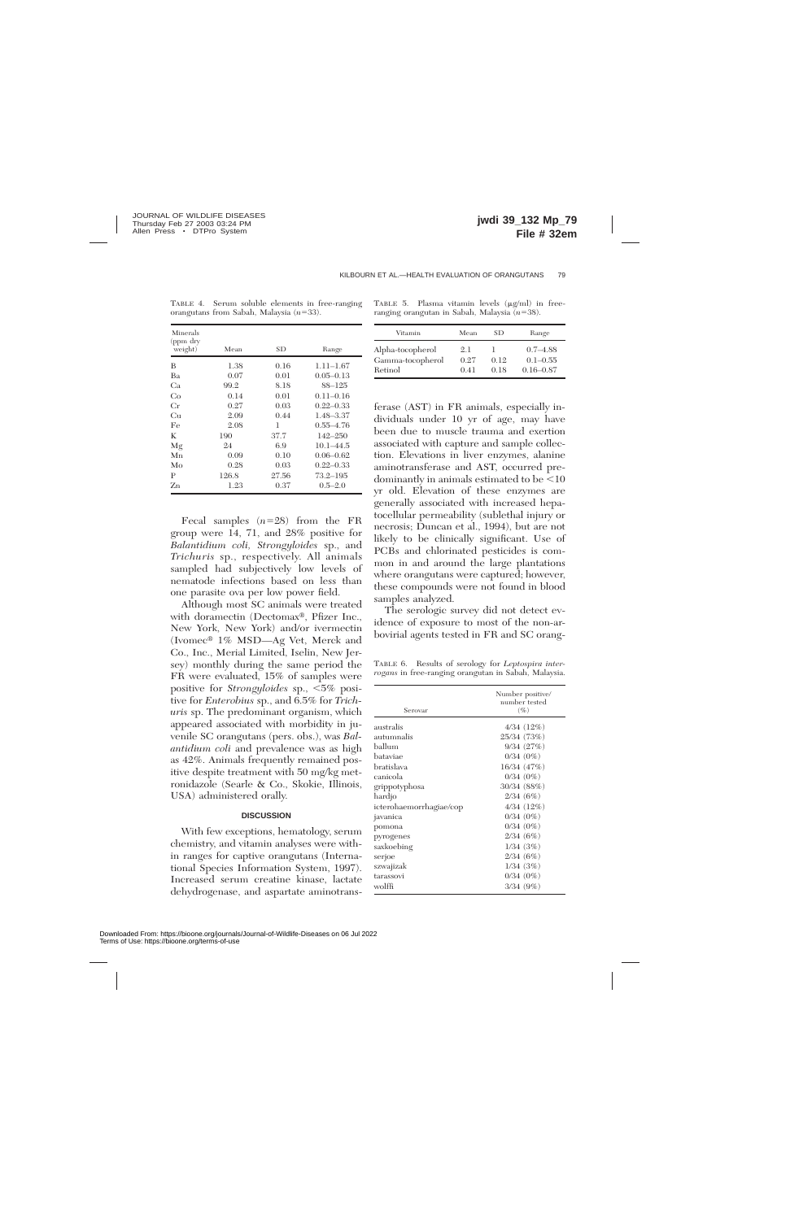TABLE 4. Serum soluble elements in free-ranging orangutans from Sabah, Malaysia ($n$=33).

| Minerals (ppm dry weight) | Mean | SD | Range |
|---|---|---|---|
| B | 1.38 | 0.16 | 1.11–1.67 |
| Ba | 0.07 | 0.01 | 0.05–0.13 |
| Ca | 99.2 | 8.18 | 88–125 |
| Co | 0.14 | 0.01 | 0.11–0.16 |
| Cr | 0.27 | 0.03 | 0.22–0.33 |
| Cu | 2.09 | 0.44 | 1.48–3.37 |
| Fe | 2.08 | 1 | 0.55–4.76 |
| K | 190 | 37.7 | 142–250 |
| Mg | 24 | 6.9 | 10.1–44.5 |
| Mn | 0.09 | 0.10 | 0.06–0.62 |
| Mo | 0.28 | 0.03 | 0.22–0.33 |
| P | 126.8 | 27.56 | 73.2–195 |
| Zn | 1.23 | 0.37 | 0.5–2.0 |

Fecal samples ($n$=28) from the FR group were 14, 71, and 28% positive for *Balantidium coli*, *Strongyloides* sp., and *Trichuris* sp., respectively. All animals sampled had subjectively low levels of nematode infections based on less than one parasite ova per low power field.

Although most SC animals were treated with doramectin (Dectomax®, Pfizer Inc., New York, New York) and/or ivermectin (Ivomec® 1% MSD—Ag Vet, Merck and Co., Inc., Merial Limited, Iselin, New Jersey) monthly during the same period the FR were evaluated, 15% of samples were positive for *Strongyloides* sp., <5% positive for *Enterobius* sp., and 6.5% for *Trichuris* sp. The predominant organism, which appeared associated with morbidity in juvenile SC orangutans (pers. obs.), was *Balantidium coli* and prevalence was as high as 42%. Animals frequently remained positive despite treatment with 50 mg/kg metronidazole (Searle & Co., Skokie, Illinois, USA) administered orally.

## DISCUSSION

With few exceptions, hematology, serum chemistry, and vitamin analyses were within ranges for captive orangutans (International Species Information System, 1997). Increased serum creatine kinase, lactate dehydrogenase, and aspartate aminotransferase (AST) in FR animals, especially individuals under 10 yr of age, may have been due to muscle trauma and exertion associated with capture and sample collection. Elevations in liver enzymes, alanine aminotransferase and AST, occurred predominantly in animals estimated to be <10 yr old. Elevation of these enzymes are generally associated with increased hepatocellular permeability (sublethal injury or necrosis; Duncan et al., 1994), but are not likely to be clinically significant. Use of PCBs and chlorinated pesticides is common in and around the large plantations where orangutans were captured; however, these compounds were not found in blood samples analyzed.

The serologic survey did not detect evidence of exposure to most of the non-arbovirial agents tested in FR and SC orang-

TABLE 5. Plasma vitamin levels (μg/ml) in free-ranging orangutan in Sabah, Malaysia ($n$=38).

| Vitamin | Mean | SD | Range |
|---|---|---|---|
| Alpha-tocopherol | 2.1 | 1 | 0.7–4.88 |
| Gamma-tocopherol | 0.27 | 0.12 | 0.1–0.55 |
| Retinol | 0.41 | 0.18 | 0.16–0.87 |

TABLE 6. Results of serology for *Leptospira interrogans* in free-ranging orangutan in Sabah, Malaysia.

| Serovar | Number positive/ number tested (%) |
|---|---|
| australis | 4/34 (12%) |
| autumnalis | 25/34 (73%) |
| ballum | 9/34 (27%) |
| bataviae | 0/34 (0%) |
| bratislava | 16/34 (47%) |
| canicola | 0/34 (0%) |
| grippotyphosa | 30/34 (88%) |
| hardjo | 2/34 (6%) |
| icterohaemorrhagiae/cop | 4/34 (12%) |
| javanica | 0/34 (0%) |
| pomona | 0/34 (0%) |
| pyrogenes | 2/34 (6%) |
| saxkoebing | 1/34 (3%) |
| serjoe | 2/34 (6%) |
| szwajizak | 1/34 (3%) |
| tarassovi | 0/34 (0%) |
| wolffi | 3/34 (9%) |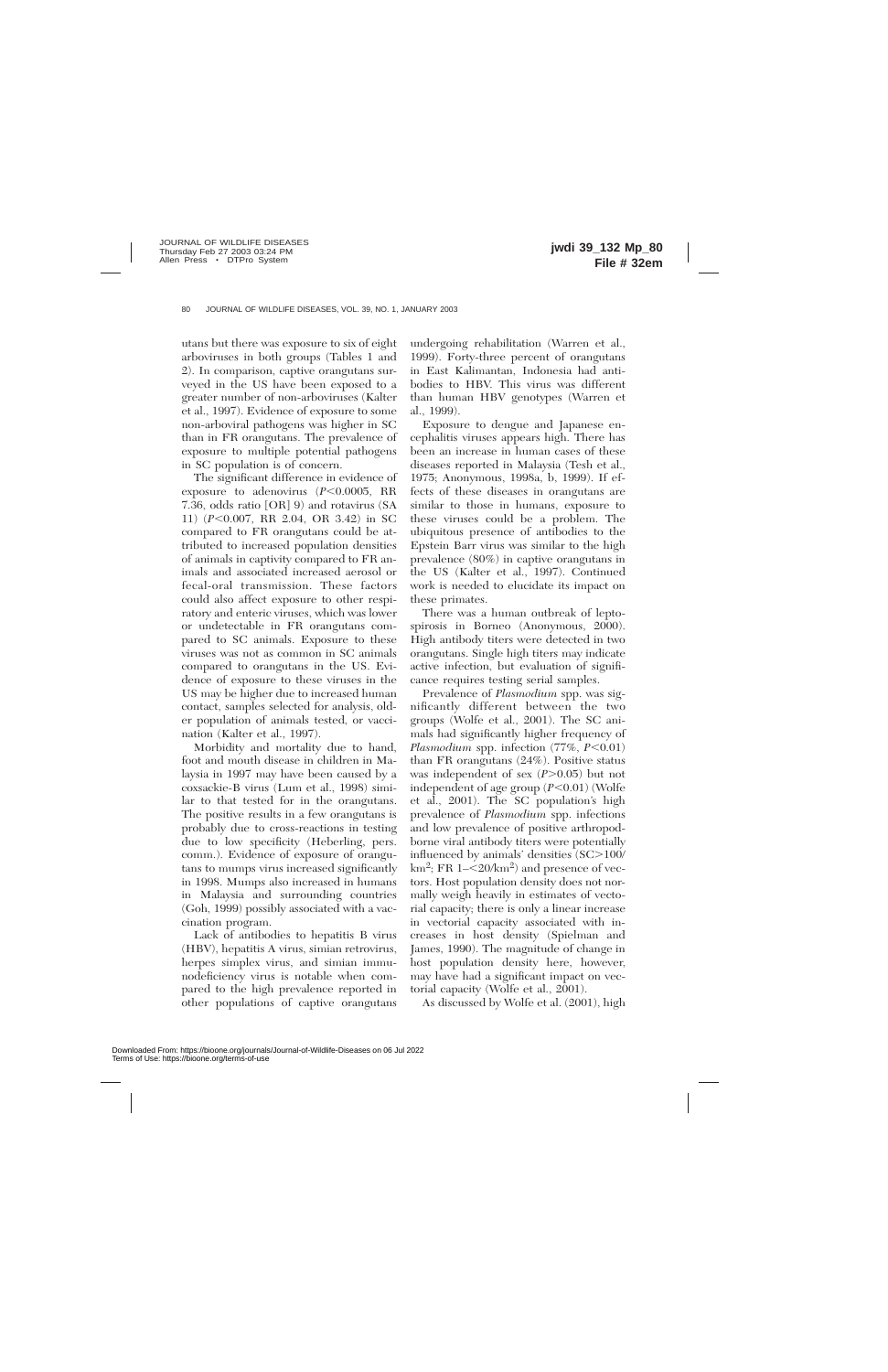utans but there was exposure to six of eight arboviruses in both groups (Tables 1 and 2). In comparison, captive orangutans surveyed in the US have been exposed to a greater number of non-arboviruses (Kalter et al., 1997). Evidence of exposure to some non-arboviral pathogens was higher in SC than in FR orangutans. The prevalence of exposure to multiple potential pathogens in SC population is of concern.

The significant difference in evidence of exposure to adenovirus ($P<0.0005$, RR 7.36, odds ratio [OR] 9) and rotavirus (SA 11) ($P<0.007$, RR 2.04, OR 3.42) in SC compared to FR orangutans could be attributed to increased population densities of animals in captivity compared to FR animals and associated increased aerosol or fecal-oral transmission. These factors could also affect exposure to other respiratory and enteric viruses, which was lower or undetectable in FR orangutans compared to SC animals. Exposure to these viruses was not as common in SC animals compared to orangutans in the US. Evidence of exposure to these viruses in the US may be higher due to increased human contact, samples selected for analysis, older population of animals tested, or vaccination (Kalter et al., 1997).

Morbidity and mortality due to hand, foot and mouth disease in children in Malaysia in 1997 may have been caused by a coxsackie-B virus (Lum et al., 1998) similar to that tested for in the orangutans. The positive results in a few orangutans is probably due to cross-reactions in testing due to low specificity (Heberling, pers. comm.). Evidence of exposure of orangutans to mumps virus increased significantly in 1998. Mumps also increased in humans in Malaysia and surrounding countries (Goh, 1999) possibly associated with a vaccination program.

Lack of antibodies to hepatitis B virus (HBV), hepatitis A virus, simian retrovirus, herpes simplex virus, and simian immunodeficiency virus is notable when compared to the high prevalence reported in other populations of captive orangutans undergoing rehabilitation (Warren et al., 1999). Forty-three percent of orangutans in East Kalimantan, Indonesia had antibodies to HBV. This virus was different than human HBV genotypes (Warren et al., 1999).

Exposure to dengue and Japanese encephalitis viruses appears high. There has been an increase in human cases of these diseases reported in Malaysia (Tesh et al., 1975; Anonymous, 1998a, b, 1999). If effects of these diseases in orangutans are similar to those in humans, exposure to these viruses could be a problem. The ubiquitous presence of antibodies to the Epstein Barr virus was similar to the high prevalence (80%) in captive orangutans in the US (Kalter et al., 1997). Continued work is needed to elucidate its impact on these primates.

There was a human outbreak of leptospirosis in Borneo (Anonymous, 2000). High antibody titers were detected in two orangutans. Single high titers may indicate active infection, but evaluation of significance requires testing serial samples.

Prevalence of *Plasmodium* spp. was significantly different between the two groups (Wolfe et al., 2001). The SC animals had significantly higher frequency of *Plasmodium* spp. infection (77%, $P<0.01$) than FR orangutans (24%). Positive status was independent of sex ($P>0.05$) but not independent of age group ($P<0.01$) (Wolfe et al., 2001). The SC population's high prevalence of *Plasmodium* spp. infections and low prevalence of positive arthropod-borne viral antibody titers were potentially influenced by animals' densities (SC>100/km$^2$; FR 1–<20/km$^2$) and presence of vectors. Host population density does not normally weigh heavily in estimates of vectorial capacity; there is only a linear increase in vectorial capacity associated with increases in host density (Spielman and James, 1990). The magnitude of change in host population density here, however, may have had a significant impact on vectorial capacity (Wolfe et al., 2001).

As discussed by Wolfe et al. (2001), high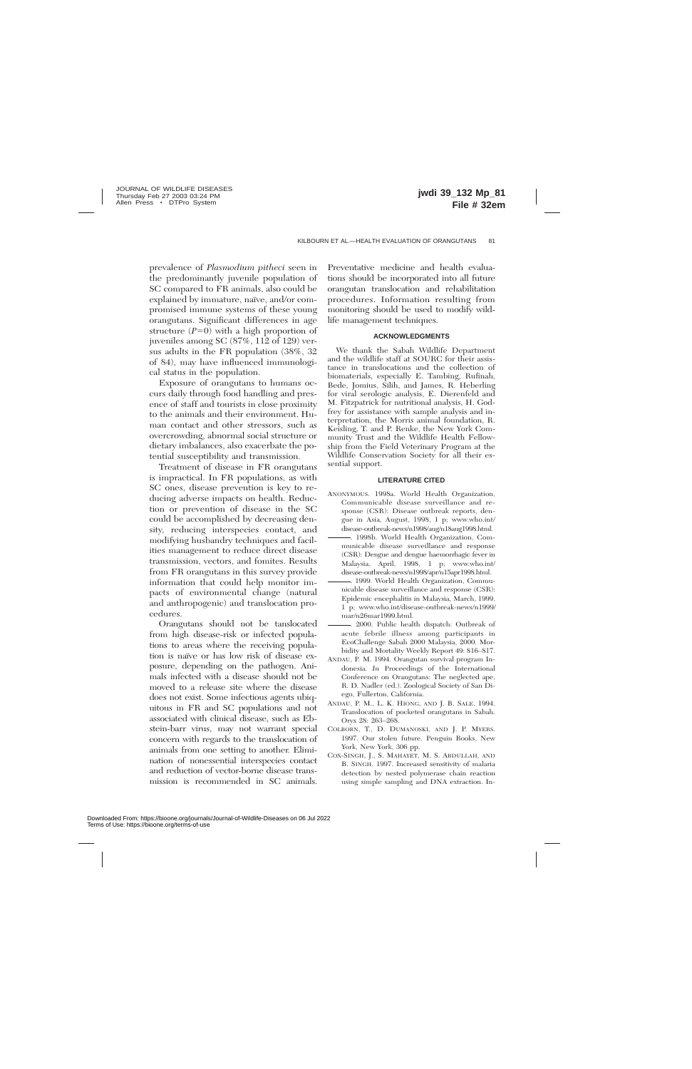prevalence of *Plasmodium pitheci* seen in the predominantly juvenile population of SC compared to FR animals, also could be explained by immature, naïve, and/or compromised immune systems of these young orangutans. Significant differences in age structure ($P=0$) with a high proportion of juveniles among SC (87%, 112 of 129) versus adults in the FR population (38%, 32 of 84), may have influenced immunological status in the population.

Exposure of orangutans to humans occurs daily through food handling and presence of staff and tourists in close proximity to the animals and their environment. Human contact and other stressors, such as overcrowding, abnormal social structure or dietary imbalances, also exacerbate the potential susceptibility and transmission.

Treatment of disease in FR orangutans is impractical. In FR populations, as with SC ones, disease prevention is key to reducing adverse impacts on health. Reduction or prevention of disease in the SC could be accomplished by decreasing density, reducing interspecies contact, and modifying husbandry techniques and facilities management to reduce direct disease transmission, vectors, and fomites. Results from FR orangutans in this survey provide information that could help monitor impacts of environmental change (natural and anthropogenic) and translocation procedures.

Orangutans should not be tanslocated from high disease-risk or infected populations to areas where the receiving population is naïve or has low risk of disease exposure, depending on the pathogen. Animals infected with a disease should not be moved to a release site where the disease does not exist. Some infectious agents ubiquitous in FR and SC populations and not associated with clinical disease, such as Ebstein-barr virus, may not warrant special concern with regards to the translocation of animals from one setting to another. Elimination of nonessential interspecies contact and reduction of vector-borne disease transmission is recommended in SC animals. Preventative medicine and health evaluations should be incorporated into all future orangutan translocation and rehabilitation procedures. Information resulting from monitoring should be used to modify wildlife management techniques.

## ACKNOWLEDGMENTS

We thank the Sabah Wildlife Department and the wildlife staff at SOURC for their assistance in translocations and the collection of biomaterials, especially E. Tambing, Rufinah, Bede, Jomius, Silih, and James, R. Heberling for viral serologic analysis, E. Dierenfeld and M. Fitzpatrick for nutritional analysis, H. Godfrey for assistance with sample analysis and interpretation, R. Keisling, T. and P. Renke, the New York Community Trust and the Wildlife Health Fellowship from the Field Veterinary Program at the Wildlife Conservation Society for all their essential support.

## LITERATURE CITED

ANONYMOUS. 1998a. World Health Organization, Communicable disease surveillance and response (CSR): Disease outbreak reports, dengue in Asia, August, 1998, 1 p; www.who.int/disease-outbreak-news/n1998/aug/n18aug1998.html.

———. 1998b. World Health Organization, Communicable disease surveillance and response (CSR): Dengue and dengue haemorrhagic fever in Malaysia, April, 1998, 1 p; www.who.int/disease-outbreak-news/n1998/apr/n15apr1998.html.

———. 1999. World Health Organization, Communicable disease surveillance and response (CSR): Epidemic encephalitis in Malaysia, March, 1999. 1 p; www.who.int/disease-outbreak-news/n1999/mar/n26mar1999.html.

———. 2000. Public health dispatch: Outbreak of acute febrile illness among participants in EcoChallenge Sabah 2000 Malaysia, 2000. Morbidity and Mortality Weekly Report 49: 816–817.

ANDAU, P. M. 1994. Orangutan survival program Indonesia. *In* Proceedings of the International Conference on Orangutans: The neglected ape, R. D. Nadler (ed.). Zoological Society of San Diego, Fullerton, California.

ANDAU, P. M., L. K. HIONG, AND J. B. SALE. 1994. Translocation of pocketed orangutans in Sabah. Oryx 28: 263–268.

COLBORN, T., D. DUMANOSKI, AND J. P. MYERS. 1997. Our stolen future. Penguin Books, New York, New York, 306 pp.

COX-SINGH, J., S. MAHAYET, M. S. ABDULLAH, AND B. SINGH. 1997. Increased sensitivity of malaria detection by nested polymerase chain reaction using simple sampling and DNA extraction. In-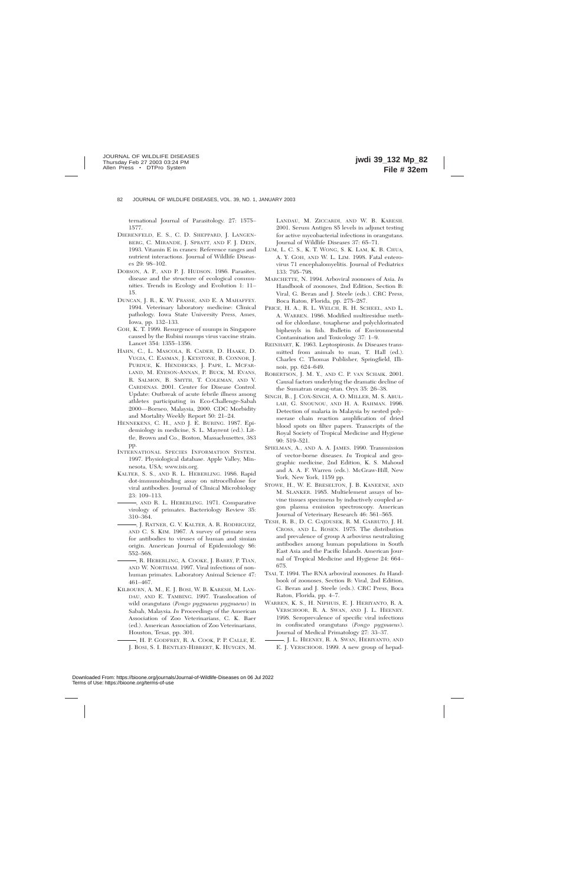ternational Journal of Parasitology. 27: 1575–1577.

DIERENFELD, E. S., C. D. SHEPPARD, J. LANGENBERG, C. MIRANDE, J. SPRATT, AND F. J. DEIN, 1993. Vitamin E in cranes: Reference ranges and nutrient interactions. Journal of Wildlife Diseases 29: 98–102.

DOBSON, A. P., AND P. J. HUDSON. 1986. Parasites, disease and the structure of ecological communities. Trends in Ecology and Evolution 1: 11–15.

DUNCAN, J. R., K. W. PRASSE, AND E. A MAHAFFEY. 1994. Veterinary laboratory medicine: Clinical pathology. Iowa State University Press, Ames, Iowa, pp. 132–133.

GOH, K. T. 1999. Resurgence of mumps in Singapore caused by the Rubini mumps virus vaccine strain. Lancet 354: 1355–1356.

HAHN, C., L. MASCOLA, R. CADER, D. HAAKE, D. VUGIA, C. EASMAN, J. KEYSTONE, B. CONNOR, J. PURDUE, K. HENDRICKS, J. PAPE, L. MCFARLAND, M. EYESON-ANNAN, P. BUCK, M. EVANS, R. SALMON, B. SMYTH, T. COLEMAN, AND V. CARDENAS. 2001. Center for Disease Control. Update: Outbreak of acute febrile illness among athletes participating in Eco-Challenge-Sabah 2000—Borneo, Malaysia, 2000. CDC Morbidity and Mortality Weekly Report 50: 21–24.

HENNEKENS, C. H., AND J. E. BURING. 1987. Epidemiology in medicine, S. L. Mayrent (ed.). Little, Brown and Co., Boston, Massachusettes, 383 pp.

INTERNATIONAL SPECIES INFORMATION SYSTEM. 1997. Physiological database. Apple Valley, Minnesota, USA; www.isis.org.

KALTER, S. S., AND R. L. HEBERLING. 1986. Rapid dot-immunobinding assay on nitrocellulose for viral antibodies. Journal of Clinical Microbiology 23: 109–113.

———, AND R. L. HEBERLING. 1971. Comparative virology of primates. Bacteriology Review 35: 310–364.

———, J. RATNER, G. V. KALTER, A. R. RODRIGUEZ, AND C. S. KIM. 1967. A survey of primate sera for antibodies to viruses of human and simian origin. American Journal of Epidemiology 86: 552–568.

———, R. HEBERLING, A. COOKE, J. BARRY, P. TIAN, AND W. NORTHAM. 1997. Viral infections of nonhuman primates. Laboratory Animal Science 47: 461–467.

KILBOURN, A. M., E. J. BOSI, W. B. KARESH, M. LANDAU, AND E. TAMBING. 1997. Translocation of wild orangutans (*Pongo pygmaeus pygmaeus*) in Sabah, Malaysia. *In* Proceedings of the American Association of Zoo Veterinarians, C. K. Baer (ed.). American Association of Zoo Veterinarians, Houston, Texas, pp. 301.

———, H. P. GODFREY, R. A. COOK, P. P. CALLE, E. J. BOSI, S. I. BENTLEY-HIBBERT, K. HUYGEN, M. LANDAU, M. ZICCARDI, AND W. B. KARESH. 2001. Serum Antigen 85 levels in adjunct testing for active mycobacterial infections in orangutans. Journal of Wildlife Diseases 37: 65–71.

LUM, L. C. S., K. T. WONG, S. K. LAM, K. B. CHUA, A. Y. GOH, AND W. L. LIM. 1998. Fatal enterovirus 71 encephalomyelitis. Journal of Pediatrics 133: 795–798.

MARCHETTE, N. 1994. Arboviral zoonoses of Asia. *In* Handbook of zoonoses, 2nd Edition, Section B: Viral, G. Beran and J. Steele (eds.). CRC Press, Boca Raton, Florida, pp. 275–287.

PRICE, H. A., R. L. WELCH, R. H. SCHEEL, AND L. A. WARREN. 1986. Modified multiresidue method for chlordane, toxaphene and polychlorinated biphenyls in fish. Bulletin of Environmental Contamination and Toxicology 37: 1–9.

REINHART, K. 1963. Leptospirosis. *In* Diseases transmitted from animals to man, T. Hall (ed.). Charles C. Thomas Publisher, Springfield, Illinois, pp. 624–649.

ROBERTSON, J. M. Y., AND C. P. VAN SCHAIK. 2001. Causal factors underlying the dramatic decline of the Sumatran orang-utan. Oryx 35: 26–38.

SINGH, B., J. COX-SINGH, A. O. MILLER, M. S. ABULLAH, G. SNOUNOU, AND H. A. RAHMAN. 1996. Detection of malaria in Malaysia by nested polymerase chain reaction amplification of dried blood spots on filter papers. Transcripts of the Royal Society of Tropical Medicine and Hygiene 90: 519–521.

SPIELMAN, A., AND A. A. JAMES. 1990. Transmission of vector-borne diseases. *In* Tropical and geographic medicine, 2nd Edition, K. S. Mahoud and A. A. F. Warren (eds.). McGraw-Hill, New York, New York, 1159 pp.

STOWE, H., W. E. BRESELTON, J. B. KANEENE, AND M. SLANKER. 1985. Multielement assays of bovine tissues specimens by inductively coupled argon plasma emission spectroscopy. American Journal of Veterinary Research 46: 561–565.

TESH, R. B., D. C. GAJDUSEK, R. M. GARRUTO, J. H. CROSS, AND L. ROSEN. 1975. The distribution and prevalence of group A arbovirus neutralizing antibodies among human populations in South East Asia and the Pacific Islands. American Journal of Tropical Medicine and Hygiene 24: 664–675.

TSAI, T. 1994. The RNA arboviral zoonoses. *In* Handbook of zoonoses, Section B: Viral, 2nd Edition, G. Beran and J. Steele (eds.). CRC Press, Boca Raton, Florida, pp. 4–7.

WARREN, K. S., H. NIPHUIS, E. J. HERIYANTO, R. A. VERSCHOOR, R. A. SWAN, AND J. L. HEENEY. 1998. Seroprevalence of specific viral infections in confiscated orangutans (*Pongo pygmaeus*). Journal of Medical Primatology 27: 33–37.

———, J. L. HEENEY, R. A. SWAN, HERIYANTO, AND E. J. VERSCHOOR. 1999. A new group of hepad-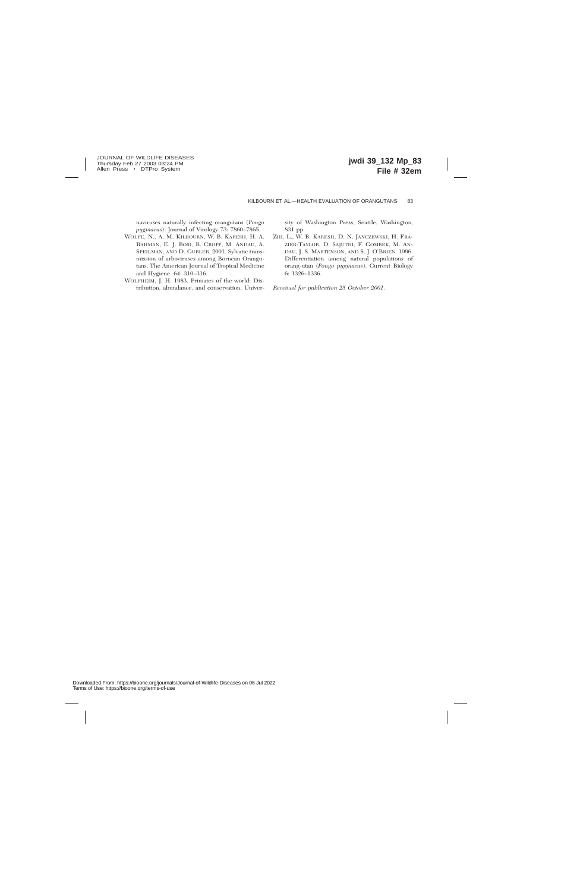naviruses naturally infecting orangutans (*Pongo pygmaeus*). Journal of Virology 73: 7860–7865.

WOLFE, N., A. M. KILBOURN, W. B. KARESH, H. A. RAHMAN, E. J. BOSI, B. CROPP, M. ANDAU, A. SPEILMAN, AND D. GUBLER. 2001. Sylvatic transmission of arboviruses among Bornean Orangutans. The American Journal of Tropical Medicine and Hygiene. 64: 310–316.

WOLFHEIM, J. H. 1983. Primates of the world: Distribution, abundance, and conservation. University of Washington Press, Seattle, Washington, 831 pp.

ZHI, L., W. B. KARESH, D. N. JANCZEWSKI, H. FRAZIER-TAYLOR, D. SAJUTHI, F. GOMBEK, M. ANDAU, J. S. MARTENSON, AND S. J. O'BRIEN. 1996. Differentiation among natural populations of orang-utan (*Pongo pygmaeus*). Current Biology 6: 1326–1336.

*Received for publication 25 October 2001.*